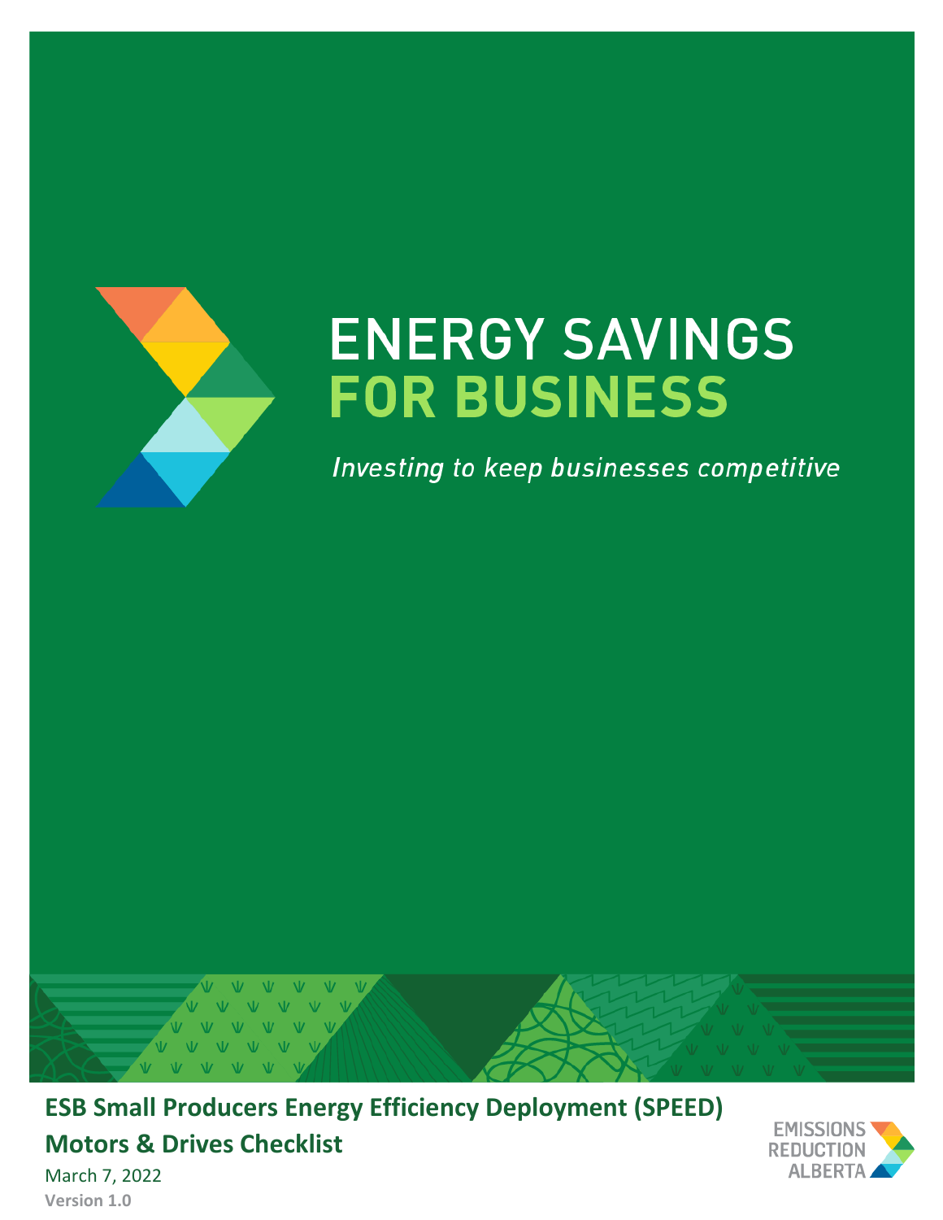# ENERGY SAVINGS FOR BUSINESS

*Investing to keep businesses competitive*

## ESB Small Producers Energy Efficiency Deployment (SPEED) Motors & Drives Checklist

March 7, 2022

**Version 1.0**

EMISSIONS REDUCTION ALBERTA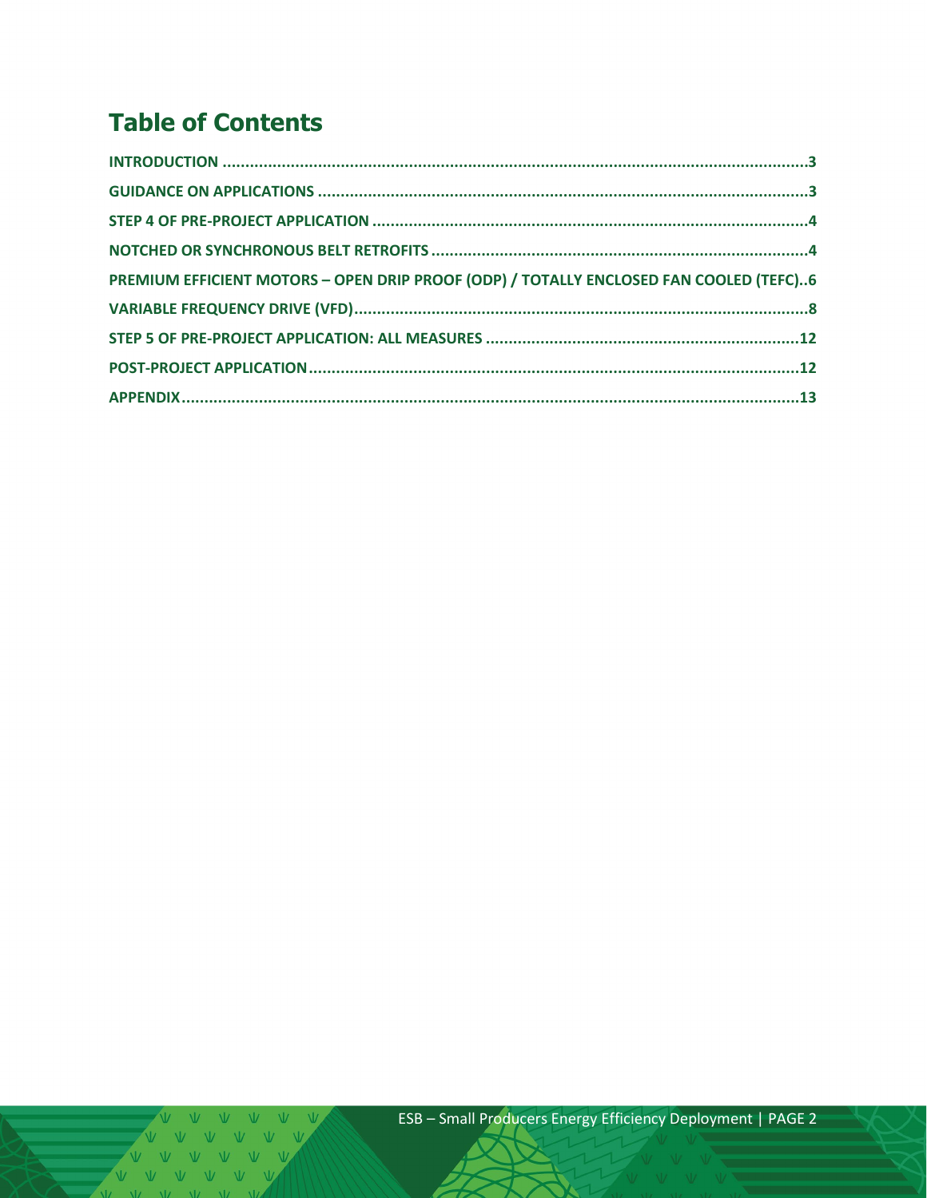# Table of Contents

INTRODUCTION ........................................................................................................................3

GUIDANCE ON APPLICATIONS ..................................................................................................3

STEP 4 OF PRE-PROJECT APPLICATION .....................................................................................4

NOTCHED OR SYNCHRONOUS BELT RETROFITS ........................................................................4

PREMIUM EFFICIENT MOTORS – OPEN DRIP PROOF (ODP) / TOTALLY ENCLOSED FAN COOLED (TEFC)..6

VARIABLE FREQUENCY DRIVE (VFD)..........................................................................................8

STEP 5 OF PRE-PROJECT APPLICATION: ALL MEASURES ..........................................................12

POST-PROJECT APPLICATION.....................................................................................................12

APPENDIX.................................................................................................................................13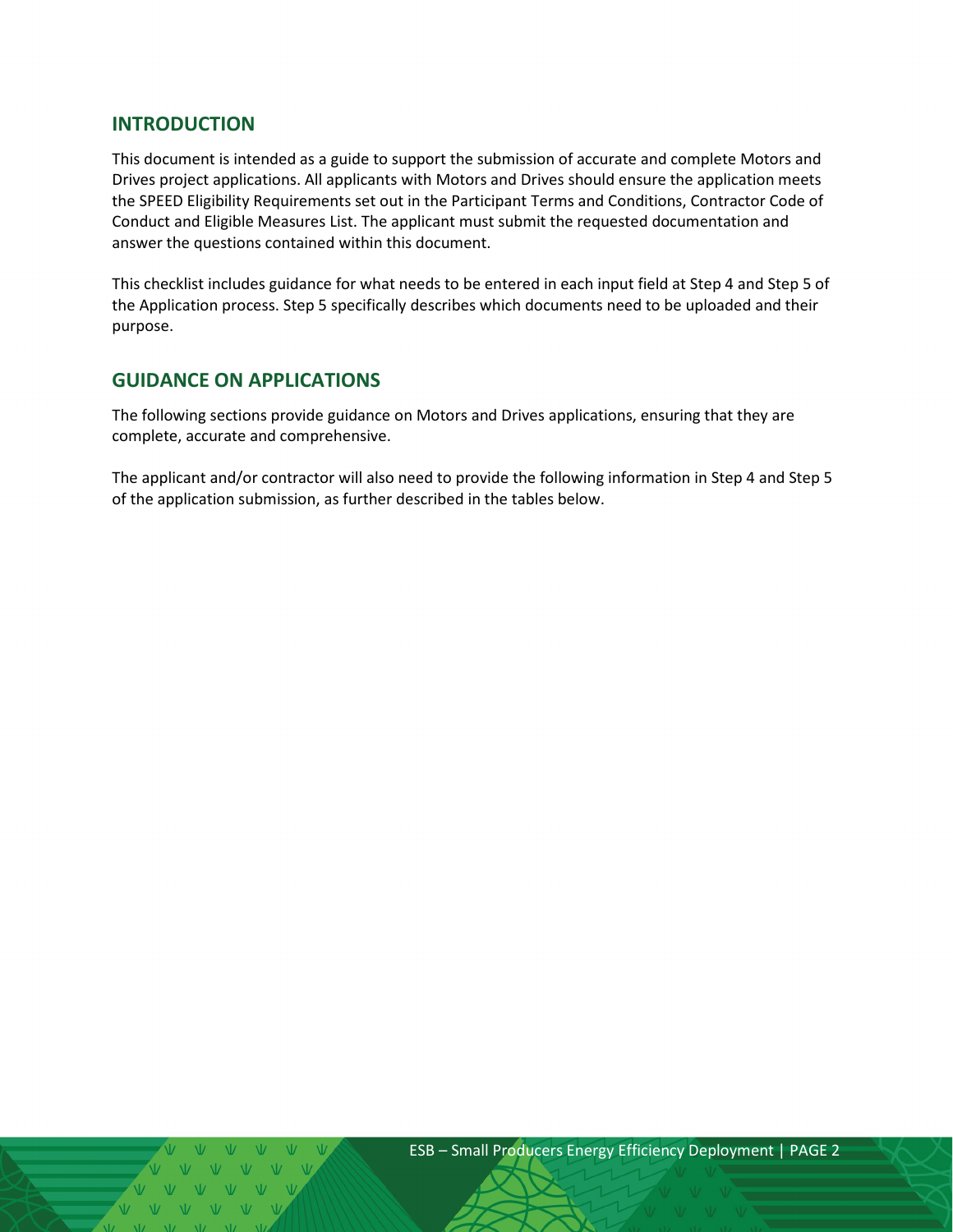## INTRODUCTION

This document is intended as a guide to support the submission of accurate and complete Motors and Drives project applications. All applicants with Motors and Drives should ensure the application meets the SPEED Eligibility Requirements set out in the Participant Terms and Conditions, Contractor Code of Conduct and Eligible Measures List. The applicant must submit the requested documentation and answer the questions contained within this document.

This checklist includes guidance for what needs to be entered in each input field at Step 4 and Step 5 of the Application process. Step 5 specifically describes which documents need to be uploaded and their purpose.

## GUIDANCE ON APPLICATIONS

The following sections provide guidance on Motors and Drives applications, ensuring that they are complete, accurate and comprehensive.

The applicant and/or contractor will also need to provide the following information in Step 4 and Step 5 of the application submission, as further described in the tables below.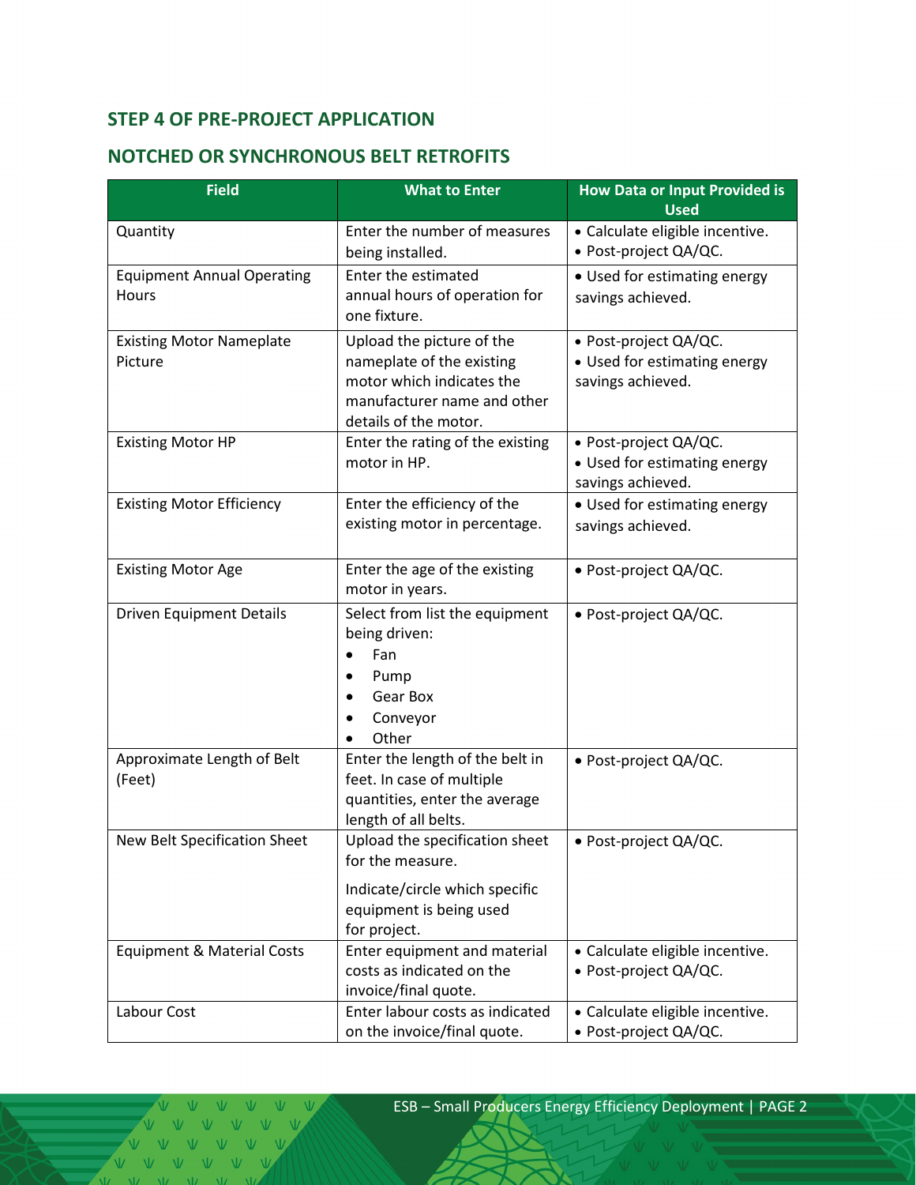### STEP 4 OF PRE-PROJECT APPLICATION

### NOTCHED OR SYNCHRONOUS BELT RETROFITS

| Field | What to Enter | How Data or Input Provided is Used |
|---|---|---|
| Quantity | Enter the number of measures being installed. | • Calculate eligible incentive.<br>• Post-project QA/QC. |
| Equipment Annual Operating Hours | Enter the estimated annual hours of operation for one fixture. | • Used for estimating energy savings achieved. |
| Existing Motor Nameplate Picture | Upload the picture of the nameplate of the existing motor which indicates the manufacturer name and other details of the motor. | • Post-project QA/QC.<br>• Used for estimating energy savings achieved. |
| Existing Motor HP | Enter the rating of the existing motor in HP. | • Post-project QA/QC.<br>• Used for estimating energy savings achieved. |
| Existing Motor Efficiency | Enter the efficiency of the existing motor in percentage. | • Used for estimating energy savings achieved. |
| Existing Motor Age | Enter the age of the existing motor in years. | • Post-project QA/QC. |
| Driven Equipment Details | Select from list the equipment being driven:<br>• Fan<br>• Pump<br>• Gear Box<br>• Conveyor<br>• Other | • Post-project QA/QC. |
| Approximate Length of Belt (Feet) | Enter the length of the belt in feet. In case of multiple quantities, enter the average length of all belts. | • Post-project QA/QC. |
| New Belt Specification Sheet | Upload the specification sheet for the measure.<br><br>Indicate/circle which specific equipment is being used for project. | • Post-project QA/QC. |
| Equipment & Material Costs | Enter equipment and material costs as indicated on the invoice/final quote. | • Calculate eligible incentive.<br>• Post-project QA/QC. |
| Labour Cost | Enter labour costs as indicated on the invoice/final quote. | • Calculate eligible incentive.<br>• Post-project QA/QC. |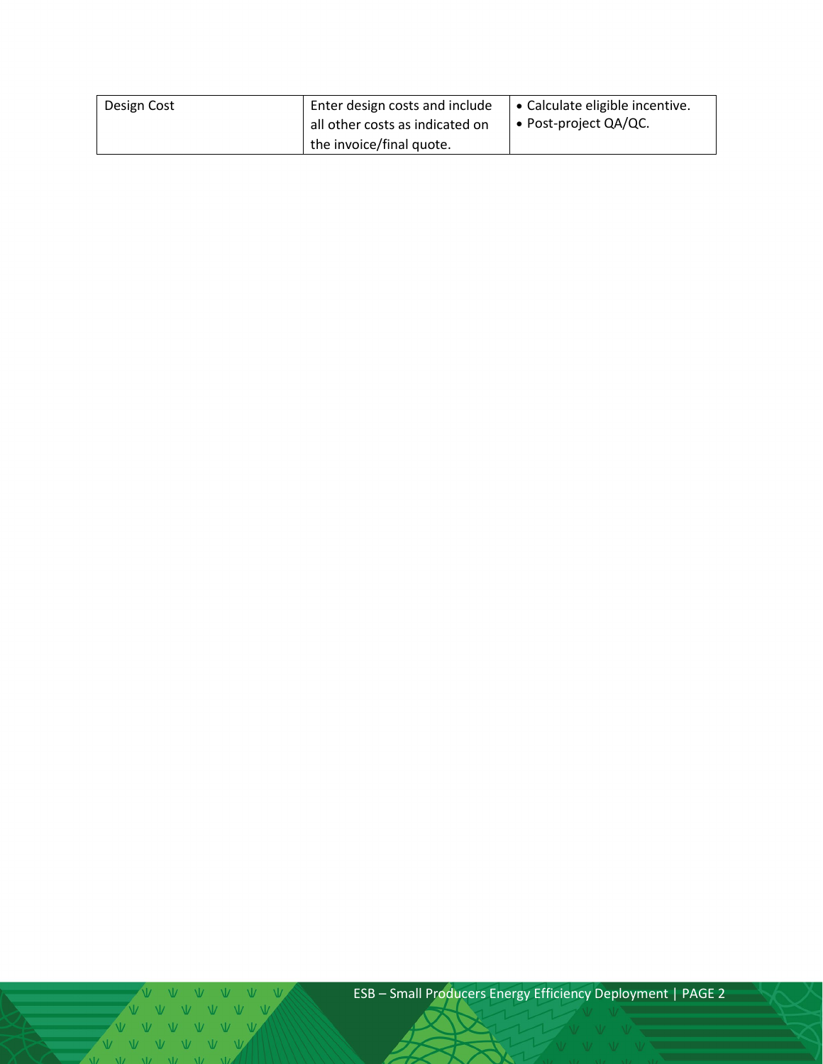| | | |
|---|---|---|
| Design Cost | Enter design costs and include all other costs as indicated on the invoice/final quote. | • Calculate eligible incentive.<br>• Post-project QA/QC. |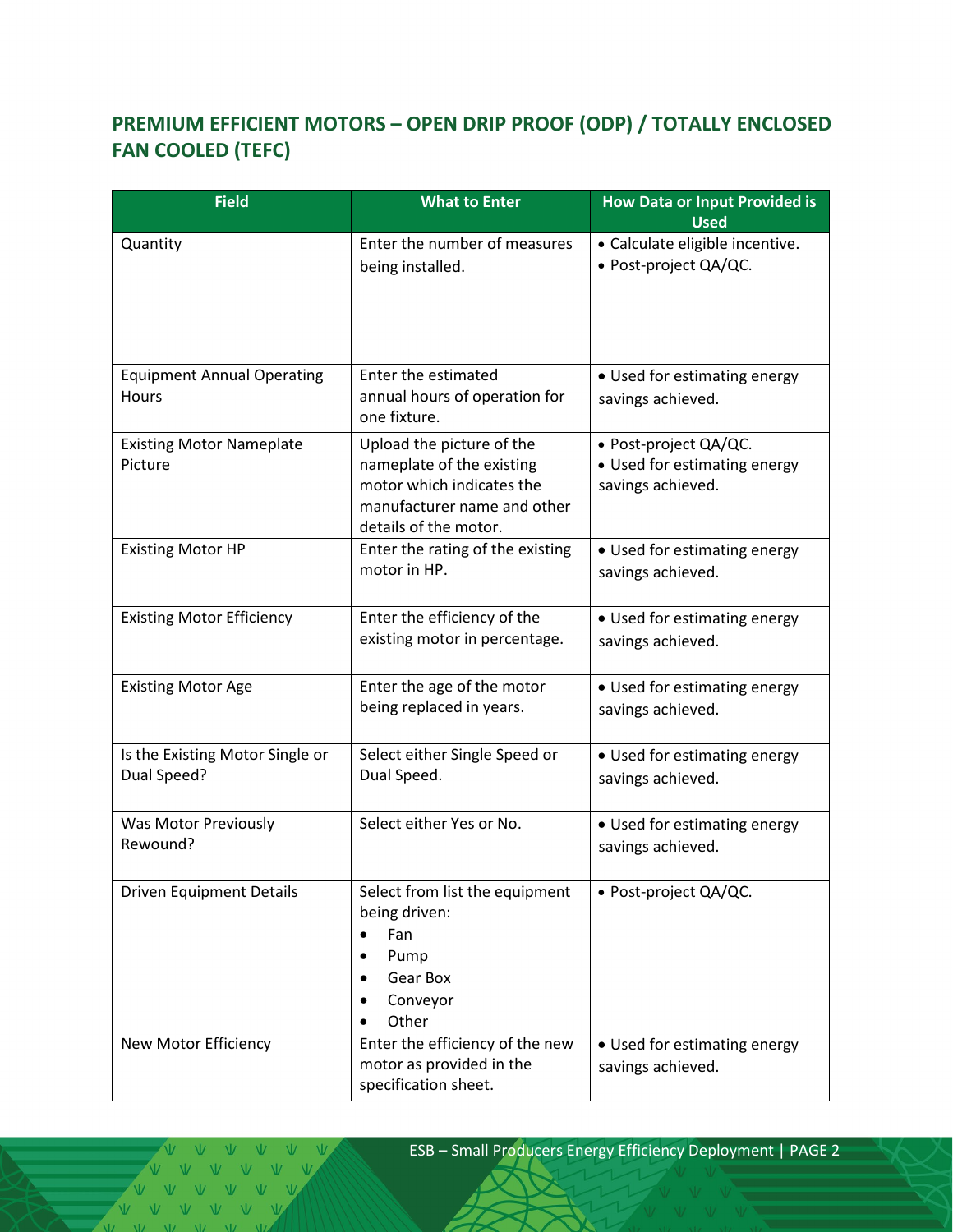## PREMIUM EFFICIENT MOTORS – OPEN DRIP PROOF (ODP) / TOTALLY ENCLOSED FAN COOLED (TEFC)

| Field | What to Enter | How Data or Input Provided is Used |
|---|---|---|
| Quantity | Enter the number of measures being installed. | • Calculate eligible incentive.<br>• Post-project QA/QC. |
| Equipment Annual Operating Hours | Enter the estimated annual hours of operation for one fixture. | • Used for estimating energy savings achieved. |
| Existing Motor Nameplate Picture | Upload the picture of the nameplate of the existing motor which indicates the manufacturer name and other details of the motor. | • Post-project QA/QC.<br>• Used for estimating energy savings achieved. |
| Existing Motor HP | Enter the rating of the existing motor in HP. | • Used for estimating energy savings achieved. |
| Existing Motor Efficiency | Enter the efficiency of the existing motor in percentage. | • Used for estimating energy savings achieved. |
| Existing Motor Age | Enter the age of the motor being replaced in years. | • Used for estimating energy savings achieved. |
| Is the Existing Motor Single or Dual Speed? | Select either Single Speed or Dual Speed. | • Used for estimating energy savings achieved. |
| Was Motor Previously Rewound? | Select either Yes or No. | • Used for estimating energy savings achieved. |
| Driven Equipment Details | Select from list the equipment being driven:<br>• Fan<br>• Pump<br>• Gear Box<br>• Conveyor<br>• Other | • Post-project QA/QC. |
| New Motor Efficiency | Enter the efficiency of the new motor as provided in the specification sheet. | • Used for estimating energy savings achieved. |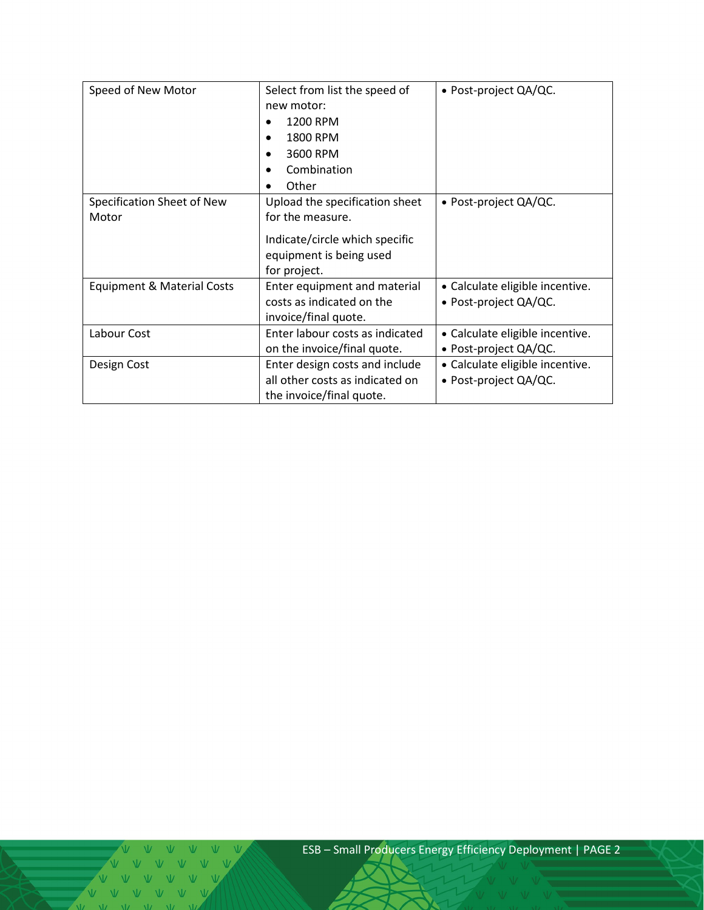| | | |
|---|---|---|
| Speed of New Motor | Select from list the speed of new motor:<br>• 1200 RPM<br>• 1800 RPM<br>• 3600 RPM<br>• Combination<br>• Other | • Post-project QA/QC. |
| Specification Sheet of New Motor | Upload the specification sheet for the measure.<br><br>Indicate/circle which specific equipment is being used for project. | • Post-project QA/QC. |
| Equipment & Material Costs | Enter equipment and material costs as indicated on the invoice/final quote. | • Calculate eligible incentive.<br>• Post-project QA/QC. |
| Labour Cost | Enter labour costs as indicated on the invoice/final quote. | • Calculate eligible incentive.<br>• Post-project QA/QC. |
| Design Cost | Enter design costs and include all other costs as indicated on the invoice/final quote. | • Calculate eligible incentive.<br>• Post-project QA/QC. |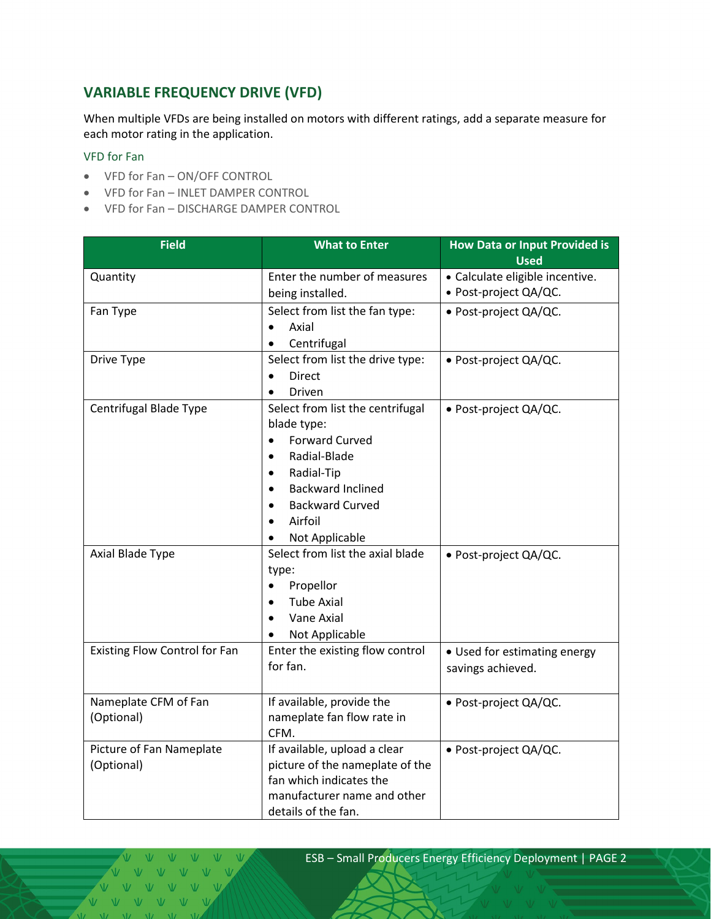## VARIABLE FREQUENCY DRIVE (VFD)

When multiple VFDs are being installed on motors with different ratings, add a separate measure for each motor rating in the application.

### VFD for Fan

- VFD for Fan – ON/OFF CONTROL
- VFD for Fan – INLET DAMPER CONTROL
- VFD for Fan – DISCHARGE DAMPER CONTROL

| Field | What to Enter | How Data or Input Provided is Used |
|---|---|---|
| Quantity | Enter the number of measures being installed. | • Calculate eligible incentive.<br>• Post-project QA/QC. |
| Fan Type | Select from list the fan type:<br>• Axial<br>• Centrifugal | • Post-project QA/QC. |
| Drive Type | Select from list the drive type:<br>• Direct<br>• Driven | • Post-project QA/QC. |
| Centrifugal Blade Type | Select from list the centrifugal blade type:<br>• Forward Curved<br>• Radial-Blade<br>• Radial-Tip<br>• Backward Inclined<br>• Backward Curved<br>• Airfoil<br>• Not Applicable | • Post-project QA/QC. |
| Axial Blade Type | Select from list the axial blade type:<br>• Propellor<br>• Tube Axial<br>• Vane Axial<br>• Not Applicable | • Post-project QA/QC. |
| Existing Flow Control for Fan | Enter the existing flow control for fan. | • Used for estimating energy savings achieved. |
| Nameplate CFM of Fan (Optional) | If available, provide the nameplate fan flow rate in CFM. | • Post-project QA/QC. |
| Picture of Fan Nameplate (Optional) | If available, upload a clear picture of the nameplate of the fan which indicates the manufacturer name and other details of the fan. | • Post-project QA/QC. |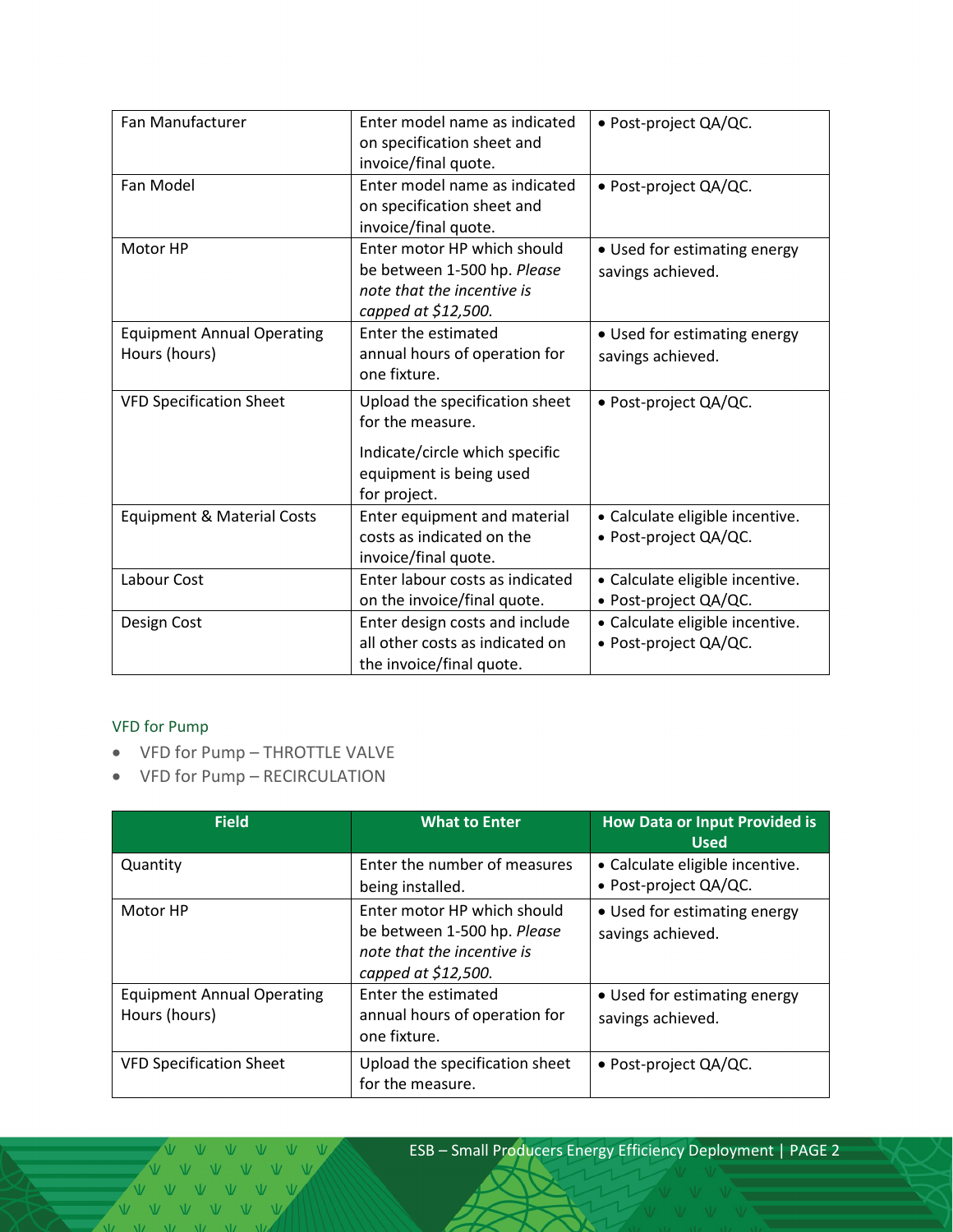| | | |
|---|---|---|
| Fan Manufacturer | Enter model name as indicated on specification sheet and invoice/final quote. | • Post-project QA/QC. |
| Fan Model | Enter model name as indicated on specification sheet and invoice/final quote. | • Post-project QA/QC. |
| Motor HP | Enter motor HP which should be between 1-500 hp. *Please note that the incentive is capped at $12,500.* | • Used for estimating energy savings achieved. |
| Equipment Annual Operating Hours (hours) | Enter the estimated annual hours of operation for one fixture. | • Used for estimating energy savings achieved. |
| VFD Specification Sheet | Upload the specification sheet for the measure.<br><br>Indicate/circle which specific equipment is being used for project. | • Post-project QA/QC. |
| Equipment & Material Costs | Enter equipment and material costs as indicated on the invoice/final quote. | • Calculate eligible incentive.<br>• Post-project QA/QC. |
| Labour Cost | Enter labour costs as indicated on the invoice/final quote. | • Calculate eligible incentive.<br>• Post-project QA/QC. |
| Design Cost | Enter design costs and include all other costs as indicated on the invoice/final quote. | • Calculate eligible incentive.<br>• Post-project QA/QC. |

### VFD for Pump

- VFD for Pump – THROTTLE VALVE
- VFD for Pump – RECIRCULATION

| Field | What to Enter | How Data or Input Provided is Used |
|---|---|---|
| Quantity | Enter the number of measures being installed. | • Calculate eligible incentive.<br>• Post-project QA/QC. |
| Motor HP | Enter motor HP which should be between 1-500 hp. *Please note that the incentive is capped at $12,500.* | • Used for estimating energy savings achieved. |
| Equipment Annual Operating Hours (hours) | Enter the estimated annual hours of operation for one fixture. | • Used for estimating energy savings achieved. |
| VFD Specification Sheet | Upload the specification sheet for the measure. | • Post-project QA/QC. |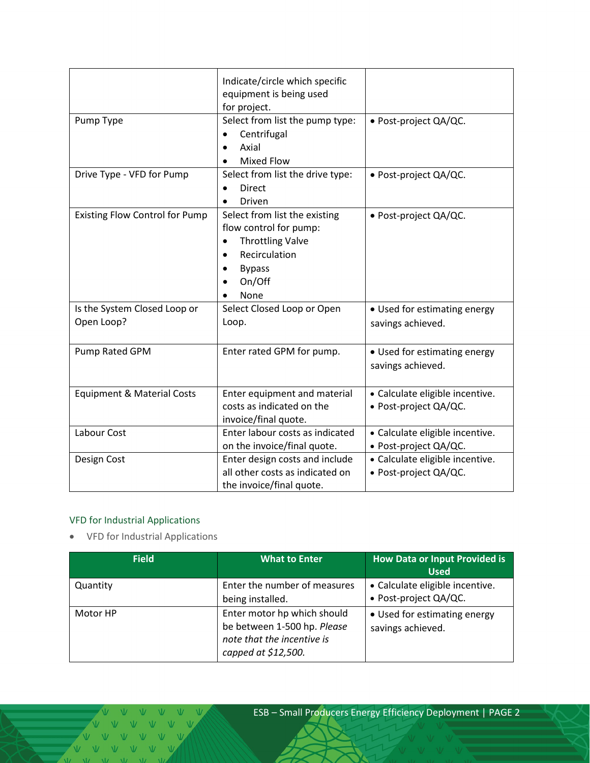| | | |
|---|---|---|
| | Indicate/circle which specific equipment is being used for project. | |
| Pump Type | Select from list the pump type:<br>• Centrifugal<br>• Axial<br>• Mixed Flow | • Post-project QA/QC. |
| Drive Type - VFD for Pump | Select from list the drive type:<br>• Direct<br>• Driven | • Post-project QA/QC. |
| Existing Flow Control for Pump | Select from list the existing flow control for pump:<br>• Throttling Valve<br>• Recirculation<br>• Bypass<br>• On/Off<br>• None | • Post-project QA/QC. |
| Is the System Closed Loop or Open Loop? | Select Closed Loop or Open Loop. | • Used for estimating energy savings achieved. |
| Pump Rated GPM | Enter rated GPM for pump. | • Used for estimating energy savings achieved. |
| Equipment & Material Costs | Enter equipment and material costs as indicated on the invoice/final quote. | • Calculate eligible incentive.<br>• Post-project QA/QC. |
| Labour Cost | Enter labour costs as indicated on the invoice/final quote. | • Calculate eligible incentive.<br>• Post-project QA/QC. |
| Design Cost | Enter design costs and include all other costs as indicated on the invoice/final quote. | • Calculate eligible incentive.<br>• Post-project QA/QC. |

### VFD for Industrial Applications

- VFD for Industrial Applications

| Field | What to Enter | How Data or Input Provided is Used |
|---|---|---|
| Quantity | Enter the number of measures being installed. | • Calculate eligible incentive.<br>• Post-project QA/QC. |
| Motor HP | Enter motor hp which should be between 1-500 hp. *Please note that the incentive is capped at $12,500.* | • Used for estimating energy savings achieved. |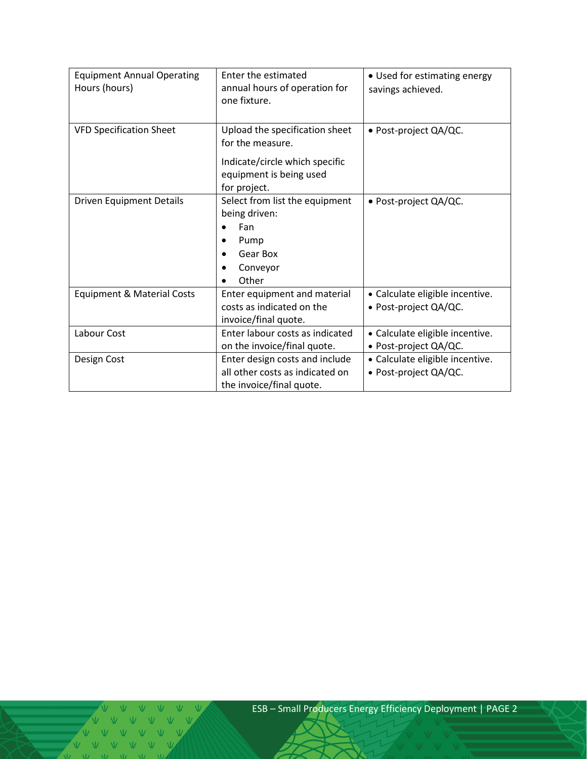| Equipment Annual Operating Hours (hours) | Enter the estimated annual hours of operation for one fixture. | • Used for estimating energy savings achieved. |
|---|---|---|
| VFD Specification Sheet | Upload the specification sheet for the measure.<br><br>Indicate/circle which specific equipment is being used for project. | • Post-project QA/QC. |
| Driven Equipment Details | Select from list the equipment being driven:<br>• Fan<br>• Pump<br>• Gear Box<br>• Conveyor<br>• Other | • Post-project QA/QC. |
| Equipment & Material Costs | Enter equipment and material costs as indicated on the invoice/final quote. | • Calculate eligible incentive.<br>• Post-project QA/QC. |
| Labour Cost | Enter labour costs as indicated on the invoice/final quote. | • Calculate eligible incentive.<br>• Post-project QA/QC. |
| Design Cost | Enter design costs and include all other costs as indicated on the invoice/final quote. | • Calculate eligible incentive.<br>• Post-project QA/QC. |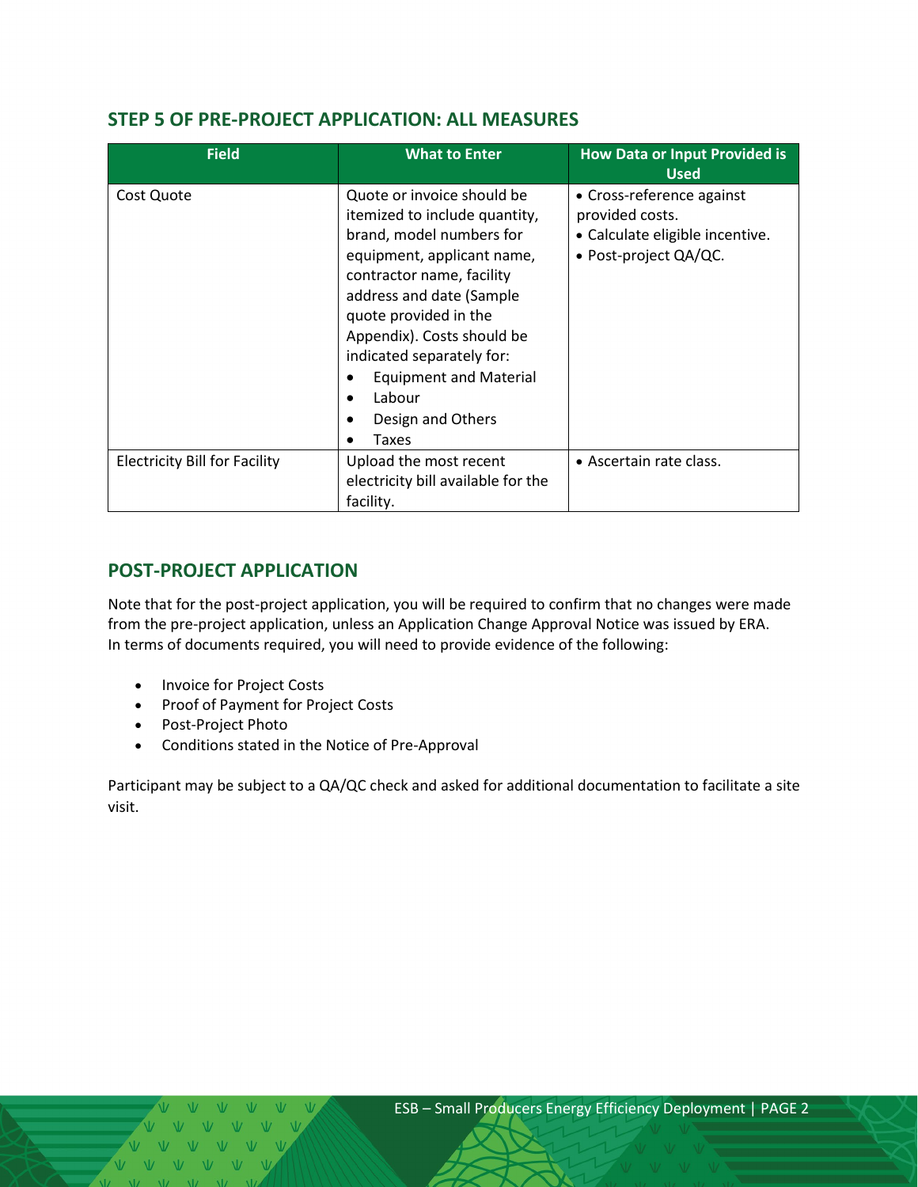## STEP 5 OF PRE-PROJECT APPLICATION: ALL MEASURES

| Field | What to Enter | How Data or Input Provided is Used |
|---|---|---|
| Cost Quote | Quote or invoice should be itemized to include quantity, brand, model numbers for equipment, applicant name, contractor name, facility address and date (Sample quote provided in the Appendix). Costs should be indicated separately for:<br>• Equipment and Material<br>• Labour<br>• Design and Others<br>• Taxes | • Cross-reference against provided costs.<br>• Calculate eligible incentive.<br>• Post-project QA/QC. |
| Electricity Bill for Facility | Upload the most recent electricity bill available for the facility. | • Ascertain rate class. |

## POST-PROJECT APPLICATION

Note that for the post-project application, you will be required to confirm that no changes were made from the pre-project application, unless an Application Change Approval Notice was issued by ERA. In terms of documents required, you will need to provide evidence of the following:

- Invoice for Project Costs
- Proof of Payment for Project Costs
- Post-Project Photo
- Conditions stated in the Notice of Pre-Approval

Participant may be subject to a QA/QC check and asked for additional documentation to facilitate a site visit.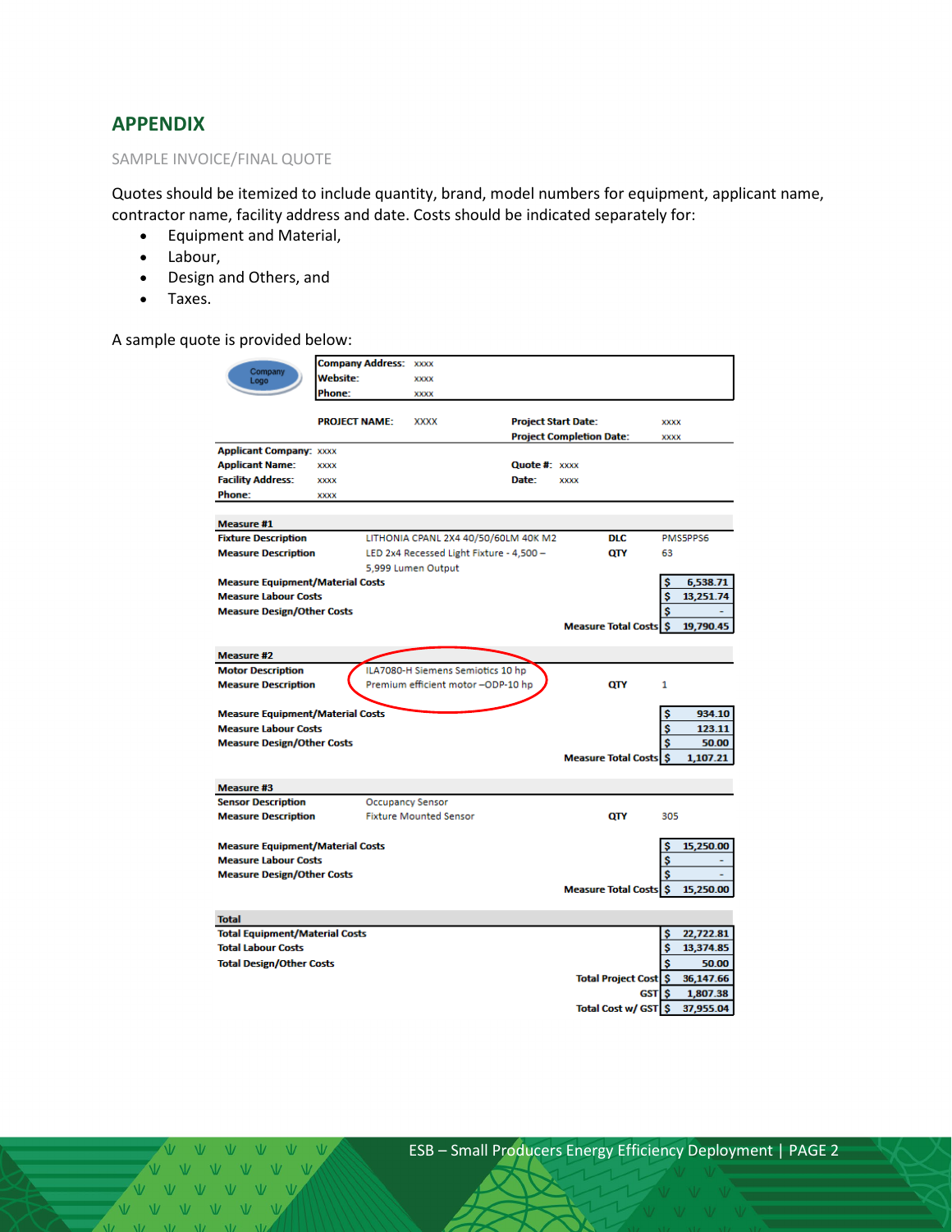## APPENDIX

SAMPLE INVOICE/FINAL QUOTE

Quotes should be itemized to include quantity, brand, model numbers for equipment, applicant name, contractor name, facility address and date. Costs should be indicated separately for:

- Equipment and Material,
- Labour,
- Design and Others, and
- Taxes.

A sample quote is provided below:

Company Logo

| | |
|---|---|
| **Company Address:** | xxxx |
| **Website:** | xxxx |
| **Phone:** | xxxx |

**PROJECT NAME:** XXXX

**Project Start Date:** xxxx

**Project Completion Date:** xxxx

**Applicant Company:** xxxx
**Applicant Name:** xxxx
**Facility Address:** xxxx
**Phone:** xxxx

**Quote #:** xxxx
**Date:** xxxx

| | | | |
|---|---|---|---|
| **Measure #1** | | | |
| **Fixture Description** | LITHONIA CPANL 2X4 40/50/60LM 40K M2 | **DLC** | PMS5PPS6 |
| **Measure Description** | LED 2x4 Recessed Light Fixture - 4,500 – 5,999 Lumen Output | **QTY** | 63 |
| **Measure Equipment/Material Costs** | | | $ 6,538.71 |
| **Measure Labour Costs** | | | $ 13,251.74 |
| **Measure Design/Other Costs** | | | $ - |
| | | **Measure Total Costs** | $ 19,790.45 |
| **Measure #2** | | | |
| **Motor Description** | ILA7080-H Siemens Semiotics 10 hp | | |
| **Measure Description** | Premium efficient motor –ODP-10 hp | **QTY** | 1 |
| **Measure Equipment/Material Costs** | | | $ 934.10 |
| **Measure Labour Costs** | | | $ 123.11 |
| **Measure Design/Other Costs** | | | $ 50.00 |
| | | **Measure Total Costs** | $ 1,107.21 |
| **Measure #3** | | | |
| **Sensor Description** | Occupancy Sensor | | |
| **Measure Description** | Fixture Mounted Sensor | **QTY** | 305 |
| **Measure Equipment/Material Costs** | | | $ 15,250.00 |
| **Measure Labour Costs** | | | $ - |
| **Measure Design/Other Costs** | | | $ - |
| | | **Measure Total Costs** | $ 15,250.00 |
| **Total** | | | |
| **Total Equipment/Material Costs** | | | $ 22,722.81 |
| **Total Labour Costs** | | | $ 13,374.85 |
| **Total Design/Other Costs** | | | $ 50.00 |
| | | **Total Project Cost** | $ 36,147.66 |
| | | **GST** | $ 1,807.38 |
| | | **Total Cost w/ GST** | $ 37,955.04 |